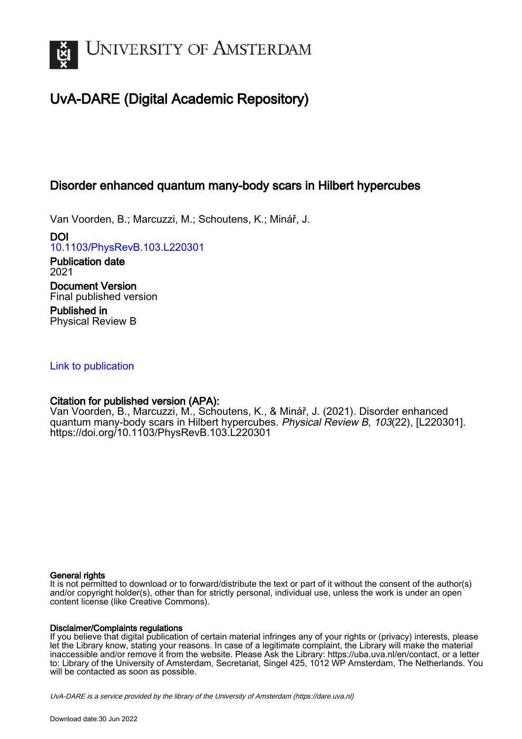# UNIVERSITY OF AMSTERDAM

## UvA-DARE (Digital Academic Repository)

### Disorder enhanced quantum many-body scars in Hilbert hypercubes

Van Voorden, B.; Marcuzzi, M.; Schoutens, K.; Minář, J.

**DOI**
10.1103/PhysRevB.103.L220301

**Publication date**
2021

**Document Version**
Final published version

**Published in**
Physical Review B

Link to publication

**Citation for published version (APA):**
Van Voorden, B., Marcuzzi, M., Schoutens, K., & Minář, J. (2021). Disorder enhanced quantum many-body scars in Hilbert hypercubes. *Physical Review B*, *103*(22), [L220301]. https://doi.org/10.1103/PhysRevB.103.L220301

**General rights**
It is not permitted to download or to forward/distribute the text or part of it without the consent of the author(s) and/or copyright holder(s), other than for strictly personal, individual use, unless the work is under an open content license (like Creative Commons).

**Disclaimer/Complaints regulations**
If you believe that digital publication of certain material infringes any of your rights or (privacy) interests, please let the Library know, stating your reasons. In case of a legitimate complaint, the Library will make the material inaccessible and/or remove it from the website. Please Ask the Library: https://uba.uva.nl/en/contact, or a letter to: Library of the University of Amsterdam, Secretariat, Singel 425, 1012 WP Amsterdam, The Netherlands. You will be contacted as soon as possible.

*UvA-DARE is a service provided by the library of the University of Amsterdam (https://dare.uva.nl)*

Download date:30 Jun 2022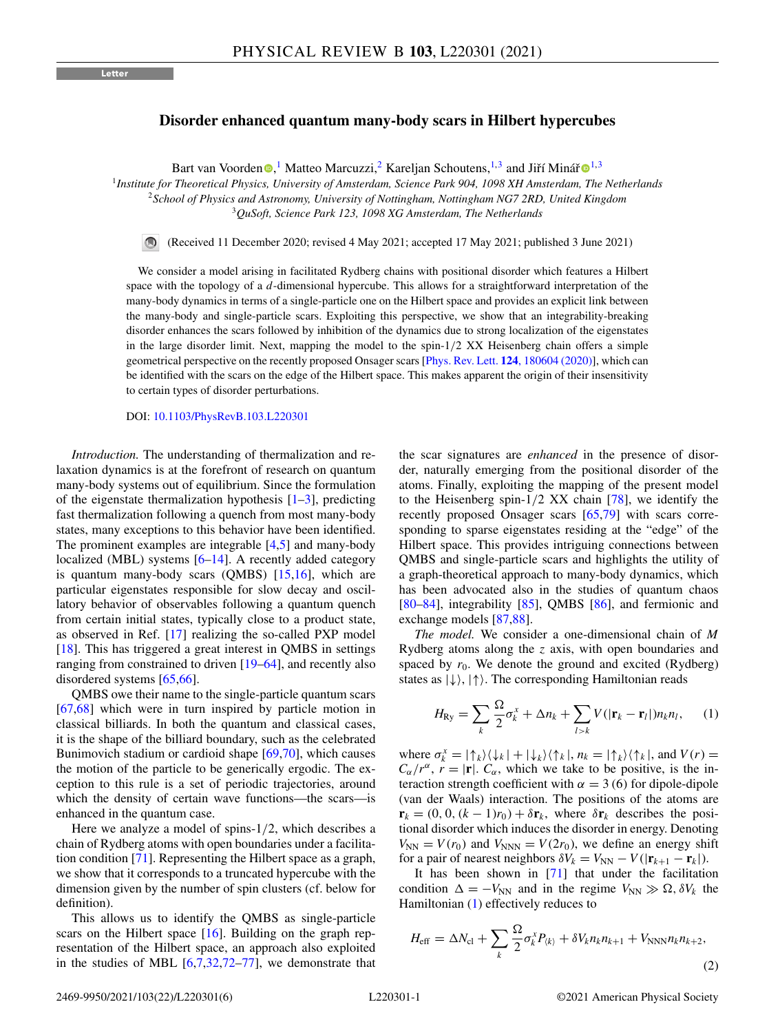# Disorder enhanced quantum many-body scars in Hilbert hypercubes

Bart van Voorden[1], Matteo Marcuzzi[2], Kareljan Schoutens[1,3] and Jiří Minář[1,3]

[1]*Institute for Theoretical Physics, University of Amsterdam, Science Park 904, 1098 XH Amsterdam, The Netherlands*
[2]*School of Physics and Astronomy, University of Nottingham, Nottingham NG7 2RD, United Kingdom*
[3]*QuSoft, Science Park 123, 1098 XG Amsterdam, The Netherlands*

(Received 11 December 2020; revised 4 May 2021; accepted 17 May 2021; published 3 June 2021)

We consider a model arising in facilitated Rydberg chains with positional disorder which features a Hilbert space with the topology of a $d$-dimensional hypercube. This allows for a straightforward interpretation of the many-body dynamics in terms of a single-particle one on the Hilbert space and provides an explicit link between the many-body and single-particle scars. Exploiting this perspective, we show that an integrability-breaking disorder enhances the scars followed by inhibition of the dynamics due to strong localization of the eigenstates in the large disorder limit. Next, mapping the model to the spin-1/2 XX Heisenberg chain offers a simple geometrical perspective on the recently proposed Onsager scars [Phys. Rev. Lett. **124**, 180604 (2020)], which can be identified with the scars on the edge of the Hilbert space. This makes apparent the origin of their insensitivity to certain types of disorder perturbations.

DOI: 10.1103/PhysRevB.103.L220301

*Introduction.* The understanding of thermalization and relaxation dynamics is at the forefront of research on quantum many-body systems out of equilibrium. Since the formulation of the eigenstate thermalization hypothesis [1–3], predicting fast thermalization following a quench from most many-body states, many exceptions to this behavior have been identified. The prominent examples are integrable [4,5] and many-body localized (MBL) systems [6–14]. A recently added category is quantum many-body scars (QMBS) [15,16], which are particular eigenstates responsible for slow decay and oscillatory behavior of observables following a quantum quench from certain initial states, typically close to a product state, as observed in Ref. [17] realizing the so-called PXP model [18]. This has triggered a great interest in QMBS in settings ranging from constrained to driven [19–64], and recently also disordered systems [65,66].

QMBS owe their name to the single-particle quantum scars [67,68] which were in turn inspired by particle motion in classical billiards. In both the quantum and classical cases, it is the shape of the billiard boundary, such as the celebrated Bunimovich stadium or cardioid shape [69,70], which causes the motion of the particle to be generically ergodic. The exception to this rule is a set of periodic trajectories, around which the density of certain wave functions—the scars—is enhanced in the quantum case.

Here we analyze a model of spins-1/2, which describes a chain of Rydberg atoms with open boundaries under a facilitation condition [71]. Representing the Hilbert space as a graph, we show that it corresponds to a truncated hypercube with the dimension given by the number of spin clusters (cf. below for definition).

This allows us to identify the QMBS as single-particle scars on the Hilbert space [16]. Building on the graph representation of the Hilbert space, an approach also exploited in the studies of MBL [6,7,32,72–77], we demonstrate that the scar signatures are *enhanced* in the presence of disorder, naturally emerging from the positional disorder of the atoms. Finally, exploiting the mapping of the present model to the Heisenberg spin-1/2 XX chain [78], we identify the recently proposed Onsager scars [65,79] with scars corresponding to sparse eigenstates residing at the "edge" of the Hilbert space. This provides intriguing connections between QMBS and single-particle scars and highlights the utility of a graph-theoretical approach to many-body dynamics, which has been advocated also in the studies of quantum chaos [80–84], integrability [85], QMBS [86], and fermionic and exchange models [87,88].

*The model.* We consider a one-dimensional chain of $M$ Rydberg atoms along the $z$ axis, with open boundaries and spaced by $r_0$. We denote the ground and excited (Rydberg) states as $|\downarrow\rangle, |\uparrow\rangle$. The corresponding Hamiltonian reads

$$H_{\rm Ry} = \sum_k \frac{\Omega}{2}\sigma_k^x + \Delta n_k + \sum_{l>k} V(|\mathbf{r}_k - \mathbf{r}_l|) n_k n_l, \tag{1}$$

where $\sigma_k^x = |\uparrow_k\rangle\langle\downarrow_k| + |\downarrow_k\rangle\langle\uparrow_k|$, $n_k = |\uparrow_k\rangle\langle\uparrow_k|$, and $V(r) = C_\alpha/r^\alpha$, $r = |\mathbf{r}|$. $C_\alpha$, which we take to be positive, is the interaction strength coefficient with $\alpha = 3$ (6) for dipole-dipole (van der Waals) interaction. The positions of the atoms are $\mathbf{r}_k = (0, 0, (k-1)r_0) + \delta\mathbf{r}_k$, where $\delta\mathbf{r}_k$ describes the positional disorder which induces the disorder in energy. Denoting $V_{\rm NN} = V(r_0)$ and $V_{\rm NNN} = V(2r_0)$, we define an energy shift for a pair of nearest neighbors $\delta V_k = V_{\rm NN} - V(|\mathbf{r}_{k+1} - \mathbf{r}_k|)$.

It has been shown in [71] that under the facilitation condition $\Delta = -V_{\rm NN}$ and in the regime $V_{\rm NN} \gg \Omega, \delta V_k$ the Hamiltonian (1) effectively reduces to

$$H_{\rm eff} = \Delta N_{\rm cl} + \sum_k \frac{\Omega}{2}\sigma_k^x P_{\langle k\rangle} + \delta V_k n_k n_{k+1} + V_{\rm NNN} n_k n_{k+2}, \tag{2}$$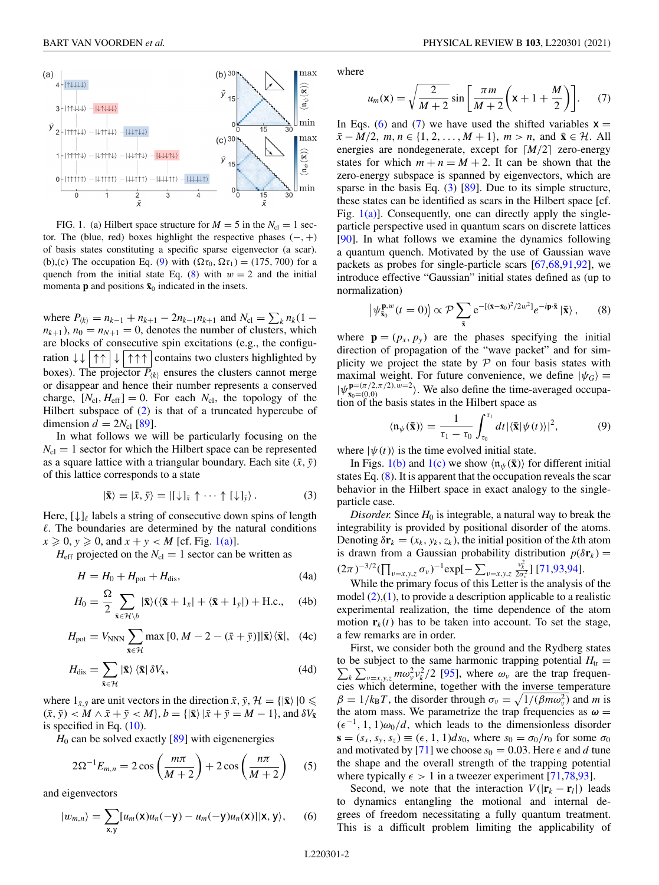FIG. 1. (a) Hilbert space structure for $M = 5$ in the $N_{\rm cl} = 1$ sector. The (blue, red) boxes highlight the respective phases $(-, +)$ of basis states constituting a specific sparse eigenvector (a scar). (b),(c) The occupation Eq. (9) with $(\Omega\tau_0, \Omega\tau_1) = (175, 700)$ for a quench from the initial state Eq. (8) with $w = 2$ and the initial momenta $\mathbf{p}$ and positions $\bar{\mathbf{x}}_0$ indicated in the insets.

where $P_{\langle k \rangle} = n_{k-1} + n_{k+1} - 2n_{k-1}n_{k+1}$ and $N_{\rm cl} = \sum_k n_k(1 - n_{k+1})$, $n_0 = n_{N+1} = 0$, denotes the number of clusters, which are blocks of consecutive spin excitations (e.g., the configuration $\downarrow\downarrow \boxed{\uparrow\uparrow} \downarrow \boxed{\uparrow\uparrow\uparrow}$ contains two clusters highlighted by boxes). The projector $P_{\langle k \rangle}$ ensures the clusters cannot merge or disappear and hence their number represents a conserved charge, $[N_{\rm cl}, H_{\rm eff}] = 0$. For each $N_{\rm cl}$, the topology of the Hilbert subspace of (2) is that of a truncated hypercube of dimension $d = 2N_{\rm cl}$ [89].

In what follows we will be particularly focusing on the $N_{\rm cl} = 1$ sector for which the Hilbert space can be represented as a square lattice with a triangular boundary. Each site $(\bar{x}, \bar{y})$ of this lattice corresponds to a state

$$|\bar{\mathbf{x}}\rangle \equiv |\bar{x}, \bar{y}\rangle = |[\downarrow]_{\bar{x}} \uparrow \cdots \uparrow [\downarrow]_{\bar{y}}\rangle. \tag{3}$$

Here, $[\downarrow]_\ell$ labels a string of consecutive down spins of length $\ell$. The boundaries are determined by the natural conditions $x \geqslant 0$, $y \geqslant 0$, and $x + y < M$ [cf. Fig. 1(a)].

$H_{\rm eff}$ projected on the $N_{\rm cl} = 1$ sector can be written as

$$H = H_0 + H_{\rm pot} + H_{\rm dis}, \tag{4a}$$

$$H_0 = \frac{\Omega}{2} \sum_{\bar{\mathbf{x}} \in \mathcal{H} \setminus b} |\bar{\mathbf{x}}\rangle(\langle\bar{\mathbf{x}} + 1_{\bar{x}}| + \langle\bar{\mathbf{x}} + 1_{\bar{y}}|) + \text{H.c.}, \tag{4b}$$

$$H_{\rm pot} = V_{\rm NNN} \sum_{\bar{\mathbf{x}} \in \mathcal{H}} \max\,[0, M - 2 - (\bar{x} + \bar{y})]|\bar{\mathbf{x}}\rangle\langle\bar{\mathbf{x}}|, \tag{4c}$$

$$H_{\rm dis} = \sum_{\bar{\mathbf{x}} \in \mathcal{H}} |\bar{\mathbf{x}}\rangle\,\langle\bar{\mathbf{x}}|\,\delta V_{\bar{\mathbf{x}}}, \tag{4d}$$

where $1_{\bar{x},\bar{y}}$ are unit vectors in the direction $\bar{x}, \bar{y}$, $\mathcal{H} = \{|\bar{\mathbf{x}}\rangle\, |0 \leqslant (\bar{x}, \bar{y}) < M \wedge \bar{x} + \bar{y} < M\}$, $b = \{|\bar{\mathbf{x}}\rangle\, |\bar{x} + \bar{y} = M - 1\}$, and $\delta V_{\bar{\mathbf{x}}}$ is specified in Eq. (10).

$H_0$ can be solved exactly [89] with eigenenergies

$$2\Omega^{-1} E_{m,n} = 2\cos\left(\frac{m\pi}{M+2}\right) + 2\cos\left(\frac{n\pi}{M+2}\right) \tag{5}$$

and eigenvectors

$$|w_{m,n}\rangle = \sum_{\mathsf{x},\mathsf{y}} [u_m(\mathsf{x})u_n(-\mathsf{y}) - u_m(-\mathsf{y})u_n(\mathsf{x})]|\mathsf{x}, \mathsf{y}\rangle, \tag{6}$$

where

$$u_m(\mathsf{x}) = \sqrt{\frac{2}{M+2}} \sin\left[\frac{\pi m}{M+2}\left(\mathsf{x} + 1 + \frac{M}{2}\right)\right]. \tag{7}$$

In Eqs. (6) and (7) we have used the shifted variables $\mathsf{x} = \bar{x} - M/2$, $m, n \in \{1, 2, \ldots, M+1\}$, $m > n$, and $\bar{\mathbf{x}} \in \mathcal{H}$. All energies are nondegenerate, except for $\lceil M/2 \rceil$ zero-energy states for which $m + n = M + 2$. It can be shown that the zero-energy subspace is spanned by eigenvectors, which are sparse in the basis Eq. (3) [89]. Due to its simple structure, these states can be identified as scars in the Hilbert space [cf. Fig. 1(a)]. Consequently, one can directly apply the single-particle perspective used in quantum scars on discrete lattices [90]. In what follows we examine the dynamics following a quantum quench. Motivated by the use of Gaussian wave packets as probes for single-particle scars [67,68,91,92], we introduce effective "Gaussian" initial states defined as (up to normalization)

$$\left|\psi^{\mathbf{p},w}_{\bar{\mathbf{x}}_0}(t=0)\right\rangle \propto \mathcal{P} \sum_{\bar{\mathbf{x}}} \mathrm{e}^{-[(\bar{\mathbf{x}} - \bar{\mathbf{x}}_0)^2/2w^2]} e^{-i\mathbf{p}\cdot\bar{\mathbf{x}}}\, |\bar{\mathbf{x}}\rangle, \tag{8}$$

where $\mathbf{p} = (p_x, p_y)$ are the phases specifying the initial direction of propagation of the "wave packet" and for simplicity we project the state by $\mathcal{P}$ on four basis states with maximal weight. For future convenience, we define $|\psi_G\rangle \equiv |\psi^{\mathbf{p}=(\pi/2,\pi/2),w=2}_{\bar{\mathbf{x}}_0=(0,0)}\rangle$. We also define the time-averaged occupation of the basis states in the Hilbert space as

$$\langle \mathfrak{n}_\psi(\bar{\mathbf{x}}) \rangle = \frac{1}{\tau_1 - \tau_0} \int_{\tau_0}^{\tau_1} dt\, |\langle \bar{\mathbf{x}} | \psi(t) \rangle|^2, \tag{9}$$

where $|\psi(t)\rangle$ is the time evolved initial state.

In Figs. 1(b) and 1(c) we show $\langle \mathfrak{n}_\psi(\bar{\mathbf{x}}) \rangle$ for different initial states Eq. (8). It is apparent that the occupation reveals the scar behavior in the Hilbert space in exact analogy to the single-particle case.

*Disorder.* Since $H_0$ is integrable, a natural way to break the integrability is provided by positional disorder of the atoms. Denoting $\delta\mathbf{r}_k = (x_k, y_k, z_k)$, the initial position of the $k$th atom is drawn from a Gaussian probability distribution $p(\delta\mathbf{r}_k) = (2\pi)^{-3/2}(\prod_{v=x,y,z} \sigma_v)^{-1} \exp[-\sum_{v=x,y,z} \frac{v_k^2}{2\sigma_v^2}]$ [71,93,94].

While the primary focus of this Letter is the analysis of the model (2),(1), to provide a description applicable to a realistic experimental realization, the time dependence of the atom motion $\mathbf{r}_k(t)$ has to be taken into account. To set the stage, a few remarks are in order.

First, we consider both the ground and the Rydberg states to be subject to the same harmonic trapping potential $H_{\rm tr} = \sum_k \sum_{v=x,y,z} m\omega_v^2 v_k^2/2$ [95], where $\omega_v$ are the trap frequencies which determine, together with the inverse temperature $\beta = 1/k_B T$, the disorder through $\sigma_v = \sqrt{1/(\beta m \omega_v^2)}$ and $m$ is the atom mass. We parametrize the trap frequencies as $\boldsymbol{\omega} = (\epsilon^{-1}, 1, 1)\omega_0/d$, which leads to the dimensionless disorder $\mathbf{s} = (s_x, s_y, s_z) \equiv (\epsilon, 1, 1)ds_0$, where $s_0 = \sigma_0/r_0$ for some $\sigma_0$ and motivated by [71] we choose $s_0 = 0.03$. Here $\epsilon$ and $d$ tune the shape and the overall strength of the trapping potential where typically $\epsilon > 1$ in a tweezer experiment [71,78,93].

Second, we note that the interaction $V(|\mathbf{r}_k - \mathbf{r}_l|)$ leads to dynamics entangling the motional and internal degrees of freedom necessitating a fully quantum treatment. This is a difficult problem limiting the applicability of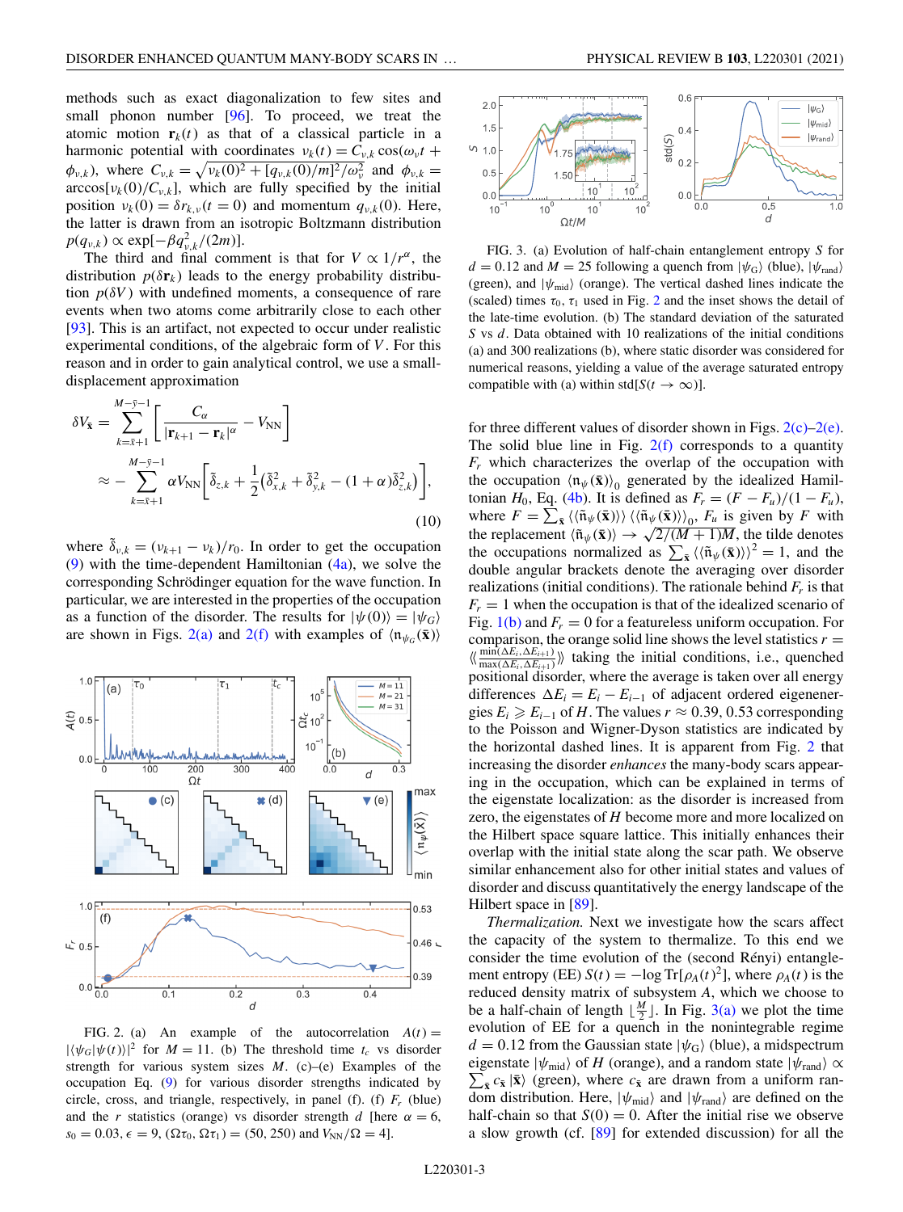methods such as exact diagonalization to few sites and small phonon number [96]. To proceed, we treat the atomic motion $\mathbf{r}_k(t)$ as that of a classical particle in a harmonic potential with coordinates $\nu_k(t) = C_{\nu,k}\cos(\omega_\nu t + \phi_{\nu,k})$, where $C_{\nu,k} = \sqrt{\nu_k(0)^2 + [q_{\nu,k}(0)/m]^2/\omega_\nu^2}$ and $\phi_{\nu,k} = \arccos[\nu_k(0)/C_{\nu,k}]$, which are fully specified by the initial position $\nu_k(0) = \delta r_{k,\nu}(t=0)$ and momentum $q_{\nu,k}(0)$. Here, the latter is drawn from an isotropic Boltzmann distribution $p(q_{\nu,k}) \propto \exp[-\beta q_{\nu,k}^2/(2m)]$.

The third and final comment is that for $V \propto 1/r^\alpha$, the distribution $p(\delta \mathbf{r}_k)$ leads to the energy probability distribution $p(\delta V)$ with undefined moments, a consequence of rare events when two atoms come arbitrarily close to each other [93]. This is an artifact, not expected to occur under realistic experimental conditions, of the algebraic form of $V$. For this reason and in order to gain analytical control, we use a small-displacement approximation

$$\delta V_{\bar{\mathbf{x}}} = \sum_{k=\bar{x}+1}^{M-\bar{y}-1}\left[\frac{C_\alpha}{|\mathbf{r}_{k+1} - \mathbf{r}_k|^\alpha} - V_{\rm NN}\right] \approx -\sum_{k=\bar{x}+1}^{M-\bar{y}-1} \alpha V_{\rm NN}\left[\tilde{\delta}_{z,k} + \frac{1}{2}\left(\tilde{\delta}_{x,k}^2 + \tilde{\delta}_{y,k}^2 - (1+\alpha)\tilde{\delta}_{z,k}^2\right)\right], \tag{10}$$

where $\tilde{\delta}_{\nu,k} = (\nu_{k+1} - \nu_k)/r_0$. In order to get the occupation (9) with the time-dependent Hamiltonian (4a), we solve the corresponding Schrödinger equation for the wave function. In particular, we are interested in the properties of the occupation as a function of the disorder. The results for $|\psi(0)\rangle = |\psi_G\rangle$ are shown in Figs. 2(a) and 2(f) with examples of $\langle \mathfrak{n}_{\psi_G}(\bar{\mathbf{x}})\rangle$

FIG. 2. (a) An example of the autocorrelation $A(t) = |\langle\psi_G|\psi(t)\rangle|^2$ for $M = 11$. (b) The threshold time $t_c$ vs disorder strength for various system sizes $M$. (c)–(e) Examples of the occupation Eq. (9) for various disorder strengths indicated by circle, cross, and triangle, respectively, in panel (f). (f) $F_r$ (blue) and the $r$ statistics (orange) vs disorder strength $d$ [here $\alpha = 6$, $s_0 = 0.03$, $\epsilon = 9$, $(\Omega\tau_0, \Omega\tau_1) = (50, 250)$ and $V_{\rm NN}/\Omega = 4$].

FIG. 3. (a) Evolution of half-chain entanglement entropy $S$ for $d = 0.12$ and $M = 25$ following a quench from $|\psi_G\rangle$ (blue), $|\psi_{\rm rand}\rangle$ (green), and $|\psi_{\rm mid}\rangle$ (orange). The vertical dashed lines indicate the (scaled) times $\tau_0$, $\tau_1$ used in Fig. 2 and the inset shows the detail of the late-time evolution. (b) The standard deviation of the saturated $S$ vs $d$. Data obtained with 10 realizations of the initial conditions (a) and 300 realizations (b), where static disorder was considered for numerical reasons, yielding a value of the average saturated entropy compatible with (a) within std$[S(t \to \infty)]$.

for three different values of disorder shown in Figs. 2(c)–2(e). The solid blue line in Fig. 2(f) corresponds to a quantity $F_r$ which characterizes the overlap of the occupation with the occupation $\langle \mathfrak{n}_\psi(\bar{\mathbf{x}})\rangle_0$ generated by the idealized Hamiltonian $H_0$, Eq. (4b). It is defined as $F_r = (F - F_u)/(1 - F_u)$, where $F = \sum_{\bar{\mathbf{x}}} \langle\langle \tilde{\mathfrak{n}}_\psi(\bar{\mathbf{x}})\rangle\rangle \langle\langle \tilde{\mathfrak{n}}_\psi(\bar{\mathbf{x}})\rangle\rangle_0$, $F_u$ is given by $F$ with the replacement $\langle \tilde{\mathfrak{n}}_\psi(\bar{\mathbf{x}})\rangle \to \sqrt{2/(M+1)M}$, the tilde denotes the occupations normalized as $\sum_{\bar{\mathbf{x}}} \langle\langle \tilde{\mathfrak{n}}_\psi(\bar{\mathbf{x}})\rangle\rangle^2 = 1$, and the double angular brackets denote the averaging over disorder realizations (initial conditions). The rationale behind $F_r$ is that $F_r = 1$ when the occupation is that of the idealized scenario of Fig. 1(b) and $F_r = 0$ for a featureless uniform occupation. For comparison, the orange solid line shows the level statistics $r = \langle\langle \frac{\min(\Delta E_i, \Delta E_{i+1})}{\max(\Delta E_i, \Delta E_{i+1})}\rangle\rangle$ taking the initial conditions, i.e., quenched positional disorder, where the average is taken over all energy differences $\Delta E_i = E_i - E_{i-1}$ of adjacent ordered eigenenergies $E_i \geqslant E_{i-1}$ of $H$. The values $r \approx 0.39, 0.53$ corresponding to the Poisson and Wigner-Dyson statistics are indicated by the horizontal dashed lines. It is apparent from Fig. 2 that increasing the disorder *enhances* the many-body scars appearing in the occupation, which can be explained in terms of the eigenstate localization: as the disorder is increased from zero, the eigenstates of $H$ become more and more localized on the Hilbert space square lattice. This initially enhances their overlap with the initial state along the scar path. We observe similar enhancement also for other initial states and values of disorder and discuss quantitatively the energy landscape of the Hilbert space in [89].

*Thermalization.* Next we investigate how the scars affect the capacity of the system to thermalize. To this end we consider the time evolution of the (second Rényi) entanglement entropy (EE) $S(t) = -\log \mathrm{Tr}[\rho_A(t)^2]$, where $\rho_A(t)$ is the reduced density matrix of subsystem $A$, which we choose to be a half-chain of length $\lfloor \frac{M}{2} \rfloor$. In Fig. 3(a) we plot the time evolution of EE for a quench in the nonintegrable regime $d = 0.12$ from the Gaussian state $|\psi_G\rangle$ (blue), a midspectrum eigenstate $|\psi_{\rm mid}\rangle$ of $H$ (orange), and a random state $|\psi_{\rm rand}\rangle \propto \sum_{\bar{\mathbf{x}}} c_{\bar{\mathbf{x}}} |\bar{\mathbf{x}}\rangle$ (green), where $c_{\bar{\mathbf{x}}}$ are drawn from a uniform random distribution. Here, $|\psi_{\rm mid}\rangle$ and $|\psi_{\rm rand}\rangle$ are defined on the half-chain so that $S(0) = 0$. After the initial rise we observe a slow growth (cf. [89] for extended discussion) for all the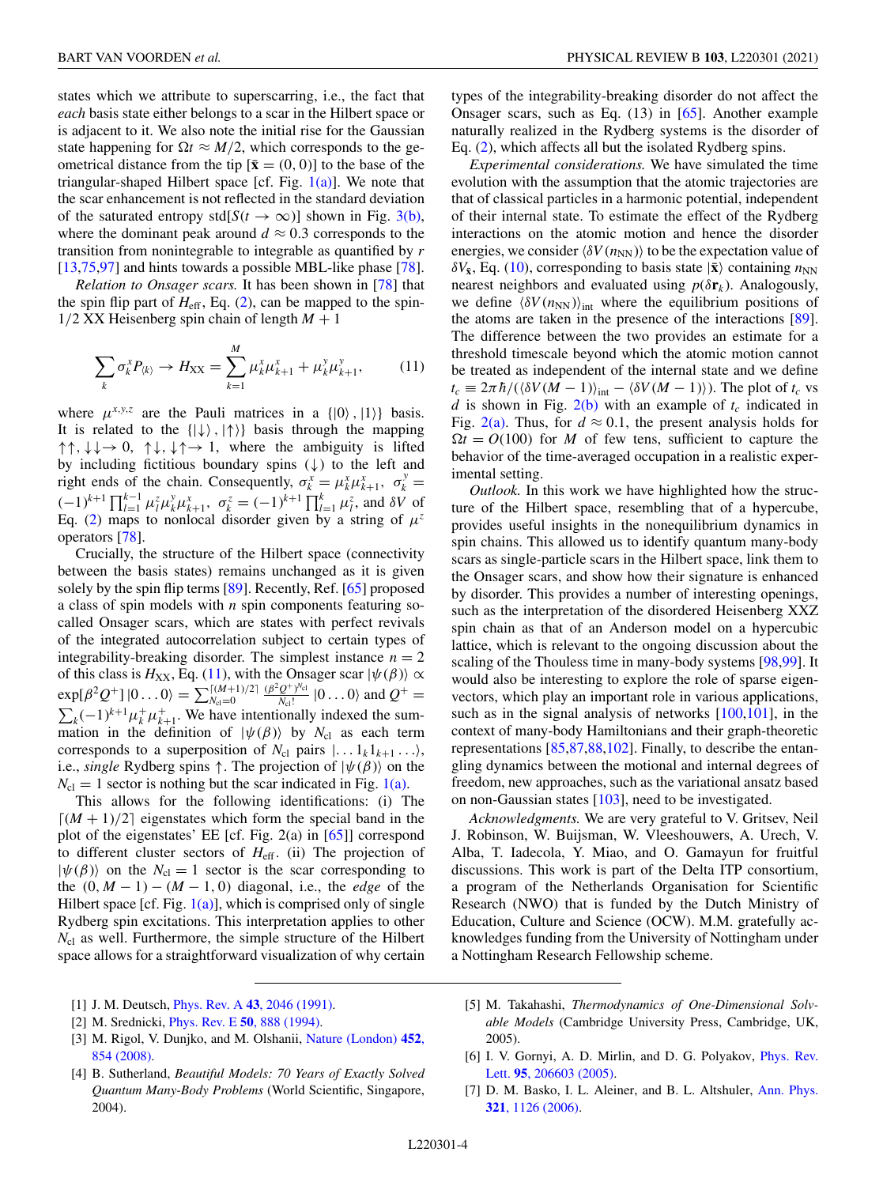states which we attribute to superscarring, i.e., the fact that *each* basis state either belongs to a scar in the Hilbert space or is adjacent to it. We also note the initial rise for the Gaussian state happening for $\Omega t \approx M/2$, which corresponds to the geometrical distance from the tip [$\bar{\mathbf{x}} = (0, 0)$] to the base of the triangular-shaped Hilbert space [cf. Fig. 1(a)]. We note that the scar enhancement is not reflected in the standard deviation of the saturated entropy std[$S(t \to \infty)$] shown in Fig. 3(b), where the dominant peak around $d \approx 0.3$ corresponds to the transition from nonintegrable to integrable as quantified by $r$ [13,75,97] and hints towards a possible MBL-like phase [78].

*Relation to Onsager scars.* It has been shown in [78] that the spin flip part of $H_{\rm eff}$, Eq. (2), can be mapped to the spin-1/2 XX Heisenberg spin chain of length $M+1$

$$\sum_k \sigma_k^x P_{\langle k \rangle} \to H_{XX} = \sum_{k=1}^{M} \mu_k^x \mu_{k+1}^x + \mu_k^y \mu_{k+1}^y, \tag{11}$$

where $\mu^{x,y,z}$ are the Pauli matrices in a $\{|0\rangle, |1\rangle\}$ basis. It is related to the $\{|\downarrow\rangle, |\uparrow\rangle\}$ basis through the mapping $\uparrow\uparrow, \downarrow\downarrow \to 0$, $\uparrow\downarrow, \downarrow\uparrow \to 1$, where the ambiguity is lifted by including fictitious boundary spins ($\downarrow$) to the left and right ends of the chain. Consequently, $\sigma_k^x = \mu_k^x \mu_{k+1}^x$, $\sigma_k^y = (-1)^{k+1} \prod_{l=1}^{k-1} \mu_l^z \mu_k^y \mu_{k+1}^x$, $\sigma_k^z = (-1)^{k+1} \prod_{l=1}^{k} \mu_l^z$, and $\delta V$ of Eq. (2) maps to nonlocal disorder given by a string of $\mu^z$ operators [78].

Crucially, the structure of the Hilbert space (connectivity between the basis states) remains unchanged as it is given solely by the spin flip terms [89]. Recently, Ref. [65] proposed a class of spin models with $n$ spin components featuring so-called Onsager scars, which are states with perfect revivals of the integrated autocorrelation subject to certain types of integrability-breaking disorder. The simplest instance $n = 2$ of this class is $H_{XX}$, Eq. (11), with the Onsager scar $|\psi(\beta)\rangle \propto \exp[\beta^2 Q^+] |0\dots0\rangle = \sum_{N_{\rm cl}=0}^{\lceil (M+1)/2 \rceil} \frac{(\beta^2 Q^+)^{N_{\rm cl}}}{N_{\rm cl}!} |0\dots0\rangle$ and $Q^+ = \sum_k (-1)^{k+1} \mu_k^+ \mu_{k+1}^+$. We have intentionally indexed the summation in the definition of $|\psi(\beta)\rangle$ by $N_{\rm cl}$ as each term corresponds to a superposition of $N_{\rm cl}$ pairs $|\dots 1_k 1_{k+1} \dots\rangle$, i.e., *single* Rydberg spins $\uparrow$. The projection of $|\psi(\beta)\rangle$ on the $N_{\rm cl} = 1$ sector is nothing but the scar indicated in Fig. 1(a).

This allows for the following identifications: (i) The $\lceil (M+1)/2 \rceil$ eigenstates which form the special band in the plot of the eigenstates' EE [cf. Fig. 2(a) in [65]] correspond to different cluster sectors of $H_{\rm eff}$. (ii) The projection of $|\psi(\beta)\rangle$ on the $N_{\rm cl} = 1$ sector is the scar corresponding to the $(0, M-1) - (M-1, 0)$ diagonal, i.e., the *edge* of the Hilbert space [cf. Fig. 1(a)], which is comprised only of single Rydberg spin excitations. This interpretation applies to other $N_{\rm cl}$ as well. Furthermore, the simple structure of the Hilbert space allows for a straightforward visualization of why certain types of the integrability-breaking disorder do not affect the Onsager scars, such as Eq. (13) in [65]. Another example naturally realized in the Rydberg systems is the disorder of Eq. (2), which affects all but the isolated Rydberg spins.

*Experimental considerations.* We have simulated the time evolution with the assumption that the atomic trajectories are that of classical particles in a harmonic potential, independent of their internal state. To estimate the effect of the Rydberg interactions on the atomic motion and hence the disorder energies, we consider $\langle \delta V(n_{\rm NN}) \rangle$ to be the expectation value of $\delta V_{\bar{\mathbf{x}}}$, Eq. (10), corresponding to basis state $|\bar{\mathbf{x}}\rangle$ containing $n_{\rm NN}$ nearest neighbors and evaluated using $p(\delta \mathbf{r}_k)$. Analogously, we define $\langle \delta V(n_{\rm NN}) \rangle_{\rm int}$ where the equilibrium positions of the atoms are taken in the presence of the interactions [89]. The difference between the two provides an estimate for a threshold timescale beyond which the atomic motion cannot be treated as independent of the internal state and we define $t_c \equiv 2\pi\hbar / (\langle \delta V(M-1) \rangle_{\rm int} - \langle \delta V(M-1) \rangle)$. The plot of $t_c$ vs $d$ is shown in Fig. 2(b) with an example of $t_c$ indicated in Fig. 2(a). Thus, for $d \approx 0.1$, the present analysis holds for $\Omega t = O(100)$ for $M$ of few tens, sufficient to capture the behavior of the time-averaged occupation in a realistic experimental setting.

*Outlook.* In this work we have highlighted how the structure of the Hilbert space, resembling that of a hypercube, provides useful insights in the nonequilibrium dynamics in spin chains. This allowed us to identify quantum many-body scars as single-particle scars in the Hilbert space, link them to the Onsager scars, and show how their signature is enhanced by disorder. This provides a number of interesting openings, such as the interpretation of the disordered Heisenberg XXZ spin chain as that of an Anderson model on a hypercubic lattice, which is relevant to the ongoing discussion about the scaling of the Thouless time in many-body systems [98,99]. It would also be interesting to explore the role of sparse eigenvectors, which play an important role in various applications, such as in the signal analysis of networks [100,101], in the context of many-body Hamiltonians and their graph-theoretic representations [85,87,88,102]. Finally, to describe the entangling dynamics between the motional and internal degrees of freedom, new approaches, such as the variational ansatz based on non-Gaussian states [103], need to be investigated.

*Acknowledgments.* We are very grateful to V. Gritsev, Neil J. Robinson, W. Buijsman, W. Vleeshouwers, A. Urech, V. Alba, T. Iadecola, Y. Miao, and O. Gamayun for fruitful discussions. This work is part of the Delta ITP consortium, a program of the Netherlands Organisation for Scientific Research (NWO) that is funded by the Dutch Ministry of Education, Culture and Science (OCW). M.M. gratefully acknowledges funding from the University of Nottingham under a Nottingham Research Fellowship scheme.

---

[1] J. M. Deutsch, Phys. Rev. A **43**, 2046 (1991).

[2] M. Srednicki, Phys. Rev. E **50**, 888 (1994).

[3] M. Rigol, V. Dunjko, and M. Olshanii, Nature (London) **452**, 854 (2008).

[4] B. Sutherland, *Beautiful Models: 70 Years of Exactly Solved Quantum Many-Body Problems* (World Scientific, Singapore, 2004).

[5] M. Takahashi, *Thermodynamics of One-Dimensional Solvable Models* (Cambridge University Press, Cambridge, UK, 2005).

[6] I. V. Gornyi, A. D. Mirlin, and D. G. Polyakov, Phys. Rev. Lett. **95**, 206603 (2005).

[7] D. M. Basko, I. L. Aleiner, and B. L. Altshuler, Ann. Phys. **321**, 1126 (2006).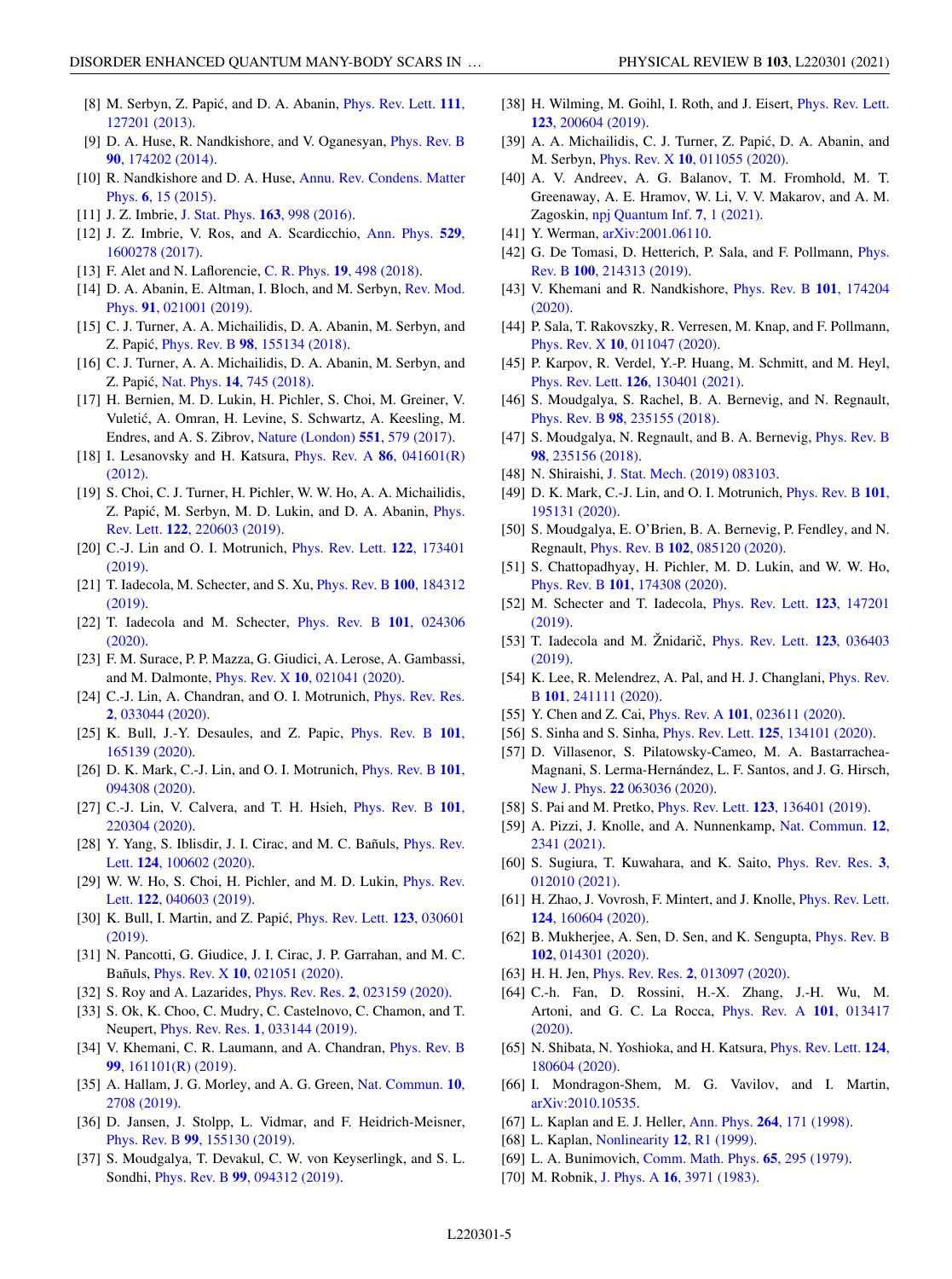[8] M. Serbyn, Z. Papić, and D. A. Abanin, Phys. Rev. Lett. **111**, 127201 (2013).

[9] D. A. Huse, R. Nandkishore, and V. Oganesyan, Phys. Rev. B **90**, 174202 (2014).

[10] R. Nandkishore and D. A. Huse, Annu. Rev. Condens. Matter Phys. **6**, 15 (2015).

[11] J. Z. Imbrie, J. Stat. Phys. **163**, 998 (2016).

[12] J. Z. Imbrie, V. Ros, and A. Scardicchio, Ann. Phys. **529**, 1600278 (2017).

[13] F. Alet and N. Laflorencie, C. R. Phys. **19**, 498 (2018).

[14] D. A. Abanin, E. Altman, I. Bloch, and M. Serbyn, Rev. Mod. Phys. **91**, 021001 (2019).

[15] C. J. Turner, A. A. Michailidis, D. A. Abanin, M. Serbyn, and Z. Papić, Phys. Rev. B **98**, 155134 (2018).

[16] C. J. Turner, A. A. Michailidis, D. A. Abanin, M. Serbyn, and Z. Papić, Nat. Phys. **14**, 745 (2018).

[17] H. Bernien, M. D. Lukin, H. Pichler, S. Choi, M. Greiner, V. Vuletić, A. Omran, H. Levine, S. Schwartz, A. Keesling, M. Endres, and A. S. Zibrov, Nature (London) **551**, 579 (2017).

[18] I. Lesanovsky and H. Katsura, Phys. Rev. A **86**, 041601(R) (2012).

[19] S. Choi, C. J. Turner, H. Pichler, W. W. Ho, A. A. Michailidis, Z. Papić, M. Serbyn, M. D. Lukin, and D. A. Abanin, Phys. Rev. Lett. **122**, 220603 (2019).

[20] C.-J. Lin and O. I. Motrunich, Phys. Rev. Lett. **122**, 173401 (2019).

[21] T. Iadecola, M. Schecter, and S. Xu, Phys. Rev. B **100**, 184312 (2019).

[22] T. Iadecola and M. Schecter, Phys. Rev. B **101**, 024306 (2020).

[23] F. M. Surace, P. P. Mazza, G. Giudici, A. Lerose, A. Gambassi, and M. Dalmonte, Phys. Rev. X **10**, 021041 (2020).

[24] C.-J. Lin, A. Chandran, and O. I. Motrunich, Phys. Rev. Res. **2**, 033044 (2020).

[25] K. Bull, J.-Y. Desaules, and Z. Papic, Phys. Rev. B **101**, 165139 (2020).

[26] D. K. Mark, C.-J. Lin, and O. I. Motrunich, Phys. Rev. B **101**, 094308 (2020).

[27] C.-J. Lin, V. Calvera, and T. H. Hsieh, Phys. Rev. B **101**, 220304 (2020).

[28] Y. Yang, S. Iblisdir, J. I. Cirac, and M. C. Bañuls, Phys. Rev. Lett. **124**, 100602 (2020).

[29] W. W. Ho, S. Choi, H. Pichler, and M. D. Lukin, Phys. Rev. Lett. **122**, 040603 (2019).

[30] K. Bull, I. Martin, and Z. Papić, Phys. Rev. Lett. **123**, 030601 (2019).

[31] N. Pancotti, G. Giudice, J. I. Cirac, J. P. Garrahan, and M. C. Bañuls, Phys. Rev. X **10**, 021051 (2020).

[32] S. Roy and A. Lazarides, Phys. Rev. Res. **2**, 023159 (2020).

[33] S. Ok, K. Choo, C. Mudry, C. Castelnovo, C. Chamon, and T. Neupert, Phys. Rev. Res. **1**, 033144 (2019).

[34] V. Khemani, C. R. Laumann, and A. Chandran, Phys. Rev. B **99**, 161101(R) (2019).

[35] A. Hallam, J. G. Morley, and A. G. Green, Nat. Commun. **10**, 2708 (2019).

[36] D. Jansen, J. Stolpp, L. Vidmar, and F. Heidrich-Meisner, Phys. Rev. B **99**, 155130 (2019).

[37] S. Moudgalya, T. Devakul, C. W. von Keyserlingk, and S. L. Sondhi, Phys. Rev. B **99**, 094312 (2019).

[38] H. Wilming, M. Goihl, I. Roth, and J. Eisert, Phys. Rev. Lett. **123**, 200604 (2019).

[39] A. A. Michailidis, C. J. Turner, Z. Papić, D. A. Abanin, and M. Serbyn, Phys. Rev. X **10**, 011055 (2020).

[40] A. V. Andreev, A. G. Balanov, T. M. Fromhold, M. T. Greenaway, A. E. Hramov, W. Li, V. V. Makarov, and A. M. Zagoskin, npj Quantum Inf. **7**, 1 (2021).

[41] Y. Werman, arXiv:2001.06110.

[42] G. De Tomasi, D. Hetterich, P. Sala, and F. Pollmann, Phys. Rev. B **100**, 214313 (2019).

[43] V. Khemani and R. Nandkishore, Phys. Rev. B **101**, 174204 (2020).

[44] P. Sala, T. Rakovszky, R. Verresen, M. Knap, and F. Pollmann, Phys. Rev. X **10**, 011047 (2020).

[45] P. Karpov, R. Verdel, Y.-P. Huang, M. Schmitt, and M. Heyl, Phys. Rev. Lett. **126**, 130401 (2021).

[46] S. Moudgalya, S. Rachel, B. A. Bernevig, and N. Regnault, Phys. Rev. B **98**, 235155 (2018).

[47] S. Moudgalya, N. Regnault, and B. A. Bernevig, Phys. Rev. B **98**, 235156 (2018).

[48] N. Shiraishi, J. Stat. Mech. (2019) 083103.

[49] D. K. Mark, C.-J. Lin, and O. I. Motrunich, Phys. Rev. B **101**, 195131 (2020).

[50] S. Moudgalya, E. O'Brien, B. A. Bernevig, P. Fendley, and N. Regnault, Phys. Rev. B **102**, 085120 (2020).

[51] S. Chattopadhyay, H. Pichler, M. D. Lukin, and W. W. Ho, Phys. Rev. B **101**, 174308 (2020).

[52] M. Schecter and T. Iadecola, Phys. Rev. Lett. **123**, 147201 (2019).

[53] T. Iadecola and M. Žnidarič, Phys. Rev. Lett. **123**, 036403 (2019).

[54] K. Lee, R. Melendrez, A. Pal, and H. J. Changlani, Phys. Rev. B **101**, 241111 (2020).

[55] Y. Chen and Z. Cai, Phys. Rev. A **101**, 023611 (2020).

[56] S. Sinha and S. Sinha, Phys. Rev. Lett. **125**, 134101 (2020).

[57] D. Villasenor, S. Pilatowsky-Cameo, M. A. Bastarrachea-Magnani, S. Lerma-Hernández, L. F. Santos, and J. G. Hirsch, New J. Phys. **22** 063036 (2020).

[58] S. Pai and M. Pretko, Phys. Rev. Lett. **123**, 136401 (2019).

[59] A. Pizzi, J. Knolle, and A. Nunnenkamp, Nat. Commun. **12**, 2341 (2021).

[60] S. Sugiura, T. Kuwahara, and K. Saito, Phys. Rev. Res. **3**, 012010 (2021).

[61] H. Zhao, J. Vovrosh, F. Mintert, and J. Knolle, Phys. Rev. Lett. **124**, 160604 (2020).

[62] B. Mukherjee, A. Sen, D. Sen, and K. Sengupta, Phys. Rev. B **102**, 014301 (2020).

[63] H. H. Jen, Phys. Rev. Res. **2**, 013097 (2020).

[64] C.-h. Fan, D. Rossini, H.-X. Zhang, J.-H. Wu, M. Artoni, and G. C. La Rocca, Phys. Rev. A **101**, 013417 (2020).

[65] N. Shibata, N. Yoshioka, and H. Katsura, Phys. Rev. Lett. **124**, 180604 (2020).

[66] I. Mondragon-Shem, M. G. Vavilov, and I. Martin, arXiv:2010.10535.

[67] L. Kaplan and E. J. Heller, Ann. Phys. **264**, 171 (1998).

[68] L. Kaplan, Nonlinearity **12**, R1 (1999).

[69] L. A. Bunimovich, Comm. Math. Phys. **65**, 295 (1979).

[70] M. Robnik, J. Phys. A **16**, 3971 (1983).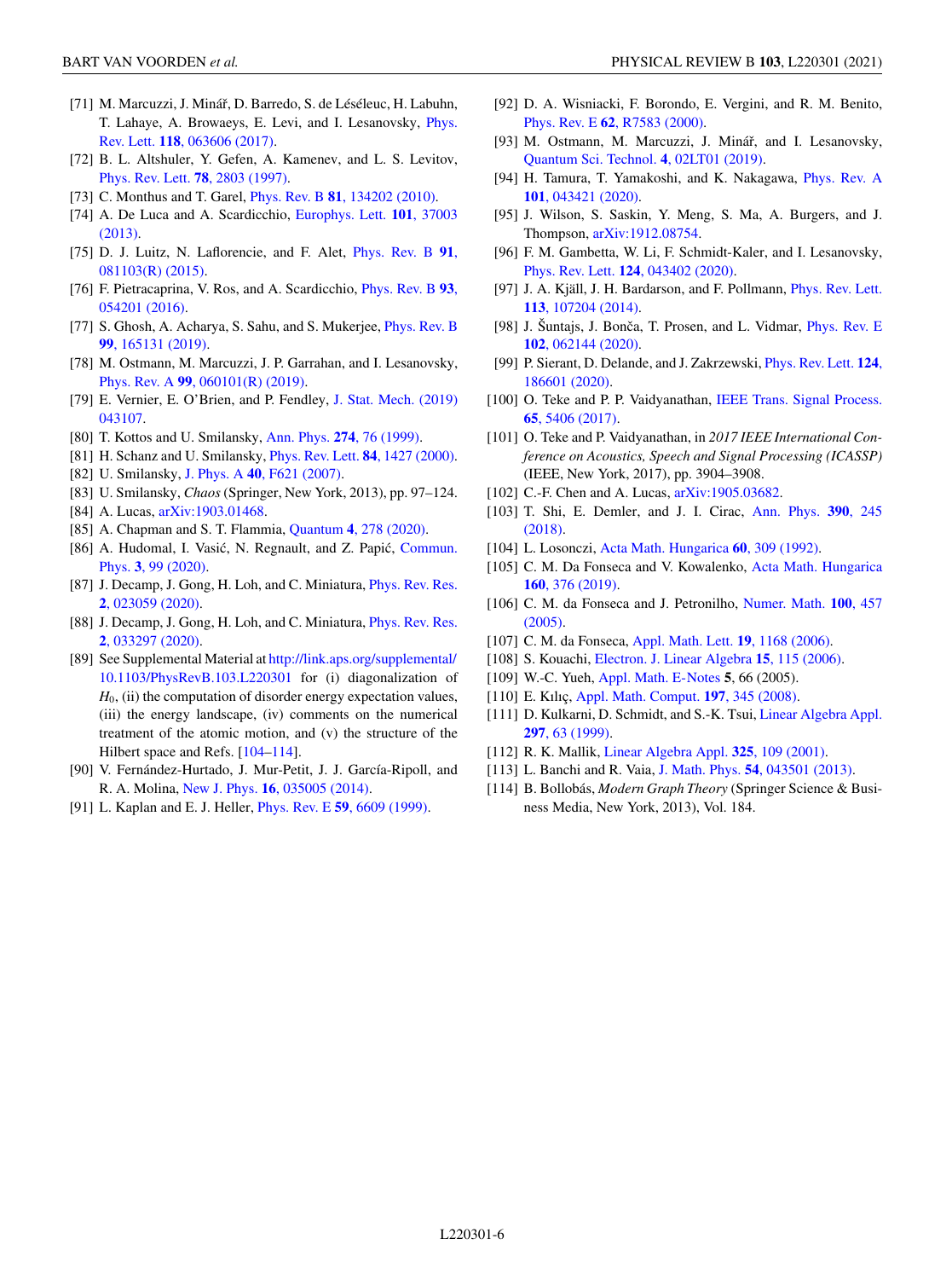[71] M. Marcuzzi, J. Minář, D. Barredo, S. de Léséleuc, H. Labuhn, T. Lahaye, A. Browaeys, E. Levi, and I. Lesanovsky, Phys. Rev. Lett. **118**, 063606 (2017).

[72] B. L. Altshuler, Y. Gefen, A. Kamenev, and L. S. Levitov, Phys. Rev. Lett. **78**, 2803 (1997).

[73] C. Monthus and T. Garel, Phys. Rev. B **81**, 134202 (2010).

[74] A. De Luca and A. Scardicchio, Europhys. Lett. **101**, 37003 (2013).

[75] D. J. Luitz, N. Laflorencie, and F. Alet, Phys. Rev. B **91**, 081103(R) (2015).

[76] F. Pietracaprina, V. Ros, and A. Scardicchio, Phys. Rev. B **93**, 054201 (2016).

[77] S. Ghosh, A. Acharya, S. Sahu, and S. Mukerjee, Phys. Rev. B **99**, 165131 (2019).

[78] M. Ostmann, M. Marcuzzi, J. P. Garrahan, and I. Lesanovsky, Phys. Rev. A **99**, 060101(R) (2019).

[79] E. Vernier, E. O'Brien, and P. Fendley, J. Stat. Mech. (2019) 043107.

[80] T. Kottos and U. Smilansky, Ann. Phys. **274**, 76 (1999).

[81] H. Schanz and U. Smilansky, Phys. Rev. Lett. **84**, 1427 (2000).

[82] U. Smilansky, J. Phys. A **40**, F621 (2007).

[83] U. Smilansky, *Chaos* (Springer, New York, 2013), pp. 97–124.

[84] A. Lucas, arXiv:1903.01468.

[85] A. Chapman and S. T. Flammia, Quantum **4**, 278 (2020).

[86] A. Hudomal, I. Vasić, N. Regnault, and Z. Papić, Commun. Phys. **3**, 99 (2020).

[87] J. Decamp, J. Gong, H. Loh, and C. Miniatura, Phys. Rev. Res. **2**, 023059 (2020).

[88] J. Decamp, J. Gong, H. Loh, and C. Miniatura, Phys. Rev. Res. **2**, 033297 (2020).

[89] See Supplemental Material at http://link.aps.org/supplemental/10.1103/PhysRevB.103.L220301 for (i) diagonalization of $H_0$, (ii) the computation of disorder energy expectation values, (iii) the energy landscape, (iv) comments on the numerical treatment of the atomic motion, and (v) the structure of the Hilbert space and Refs. [104–114].

[90] V. Fernández-Hurtado, J. Mur-Petit, J. J. García-Ripoll, and R. A. Molina, New J. Phys. **16**, 035005 (2014).

[91] L. Kaplan and E. J. Heller, Phys. Rev. E **59**, 6609 (1999).

[92] D. A. Wisniacki, F. Borondo, E. Vergini, and R. M. Benito, Phys. Rev. E **62**, R7583 (2000).

[93] M. Ostmann, M. Marcuzzi, J. Minář, and I. Lesanovsky, Quantum Sci. Technol. **4**, 02LT01 (2019).

[94] H. Tamura, T. Yamakoshi, and K. Nakagawa, Phys. Rev. A **101**, 043421 (2020).

[95] J. Wilson, S. Saskin, Y. Meng, S. Ma, A. Burgers, and J. Thompson, arXiv:1912.08754.

[96] F. M. Gambetta, W. Li, F. Schmidt-Kaler, and I. Lesanovsky, Phys. Rev. Lett. **124**, 043402 (2020).

[97] J. A. Kjäll, J. H. Bardarson, and F. Pollmann, Phys. Rev. Lett. **113**, 107204 (2014).

[98] J. Šuntajs, J. Bonča, T. Prosen, and L. Vidmar, Phys. Rev. E **102**, 062144 (2020).

[99] P. Sierant, D. Delande, and J. Zakrzewski, Phys. Rev. Lett. **124**, 186601 (2020).

[100] O. Teke and P. P. Vaidyanathan, IEEE Trans. Signal Process. **65**, 5406 (2017).

[101] O. Teke and P. Vaidyanathan, in *2017 IEEE International Conference on Acoustics, Speech and Signal Processing (ICASSP)* (IEEE, New York, 2017), pp. 3904–3908.

[102] C.-F. Chen and A. Lucas, arXiv:1905.03682.

[103] T. Shi, E. Demler, and J. I. Cirac, Ann. Phys. **390**, 245 (2018).

[104] L. Losonczi, Acta Math. Hungarica **60**, 309 (1992).

[105] C. M. Da Fonseca and V. Kowalenko, Acta Math. Hungarica **160**, 376 (2019).

[106] C. M. da Fonseca and J. Petronilho, Numer. Math. **100**, 457 (2005).

[107] C. M. da Fonseca, Appl. Math. Lett. **19**, 1168 (2006).

[108] S. Kouachi, Electron. J. Linear Algebra **15**, 115 (2006).

[109] W.-C. Yueh, Appl. Math. E-Notes **5**, 66 (2005).

[110] E. Kılıç, Appl. Math. Comput. **197**, 345 (2008).

[111] D. Kulkarni, D. Schmidt, and S.-K. Tsui, Linear Algebra Appl. **297**, 63 (1999).

[112] R. K. Mallik, Linear Algebra Appl. **325**, 109 (2001).

[113] L. Banchi and R. Vaia, J. Math. Phys. **54**, 043501 (2013).

[114] B. Bollobás, *Modern Graph Theory* (Springer Science & Business Media, New York, 2013), Vol. 184.